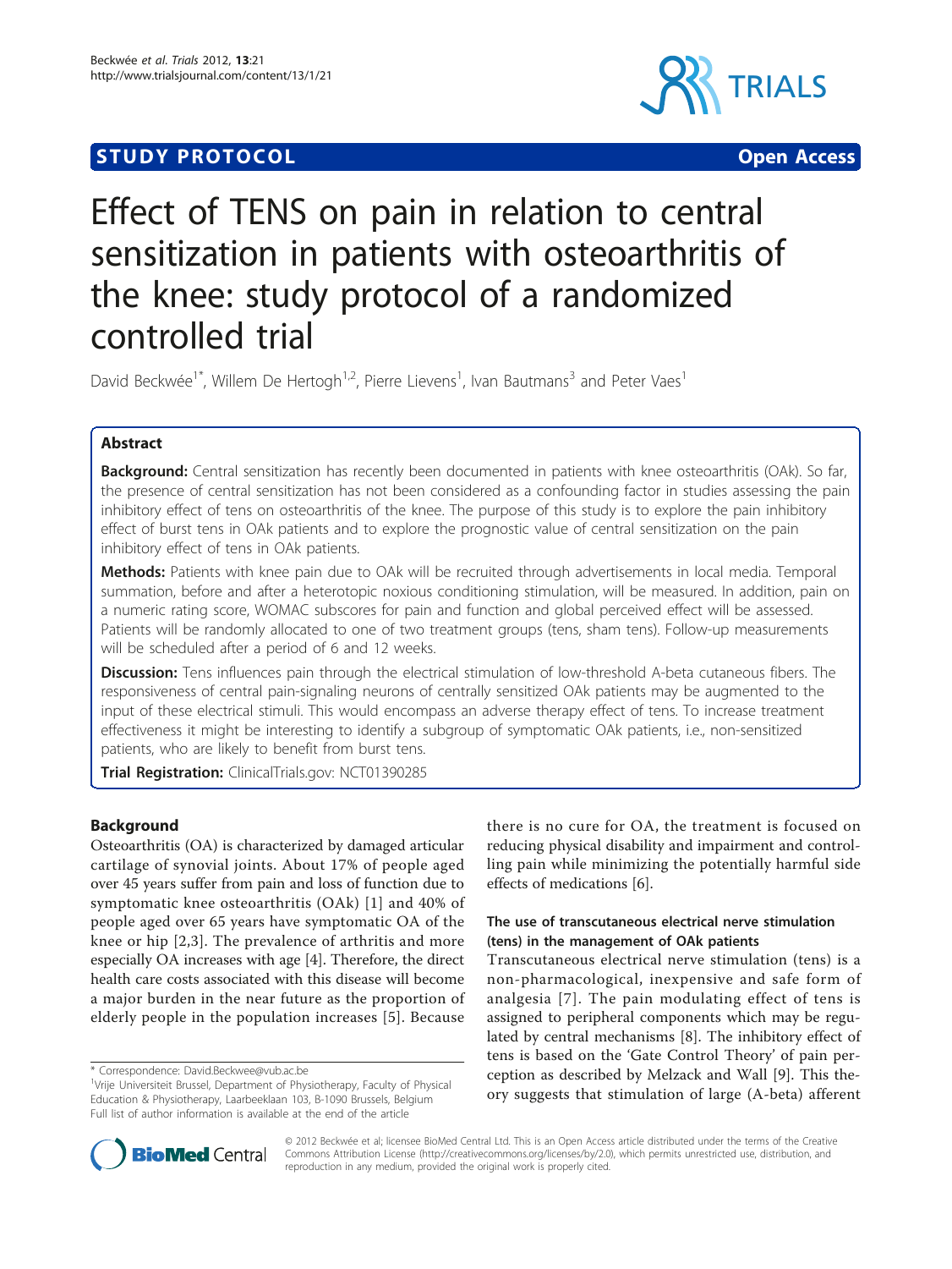**STUDY PROTOCOL** **Open Access**

# Effect of TENS on pain in relation to central sensitization in patients with osteoarthritis of the knee: study protocol of a randomized controlled trial

David Beckwée[1*], Willem De Hertogh[1,2], Pierre Lievens[1], Ivan Bautmans[3] and Peter Vaes[1]

## Abstract

**Background:** Central sensitization has recently been documented in patients with knee osteoarthritis (OAk). So far, the presence of central sensitization has not been considered as a confounding factor in studies assessing the pain inhibitory effect of tens on osteoarthritis of the knee. The purpose of this study is to explore the pain inhibitory effect of burst tens in OAk patients and to explore the prognostic value of central sensitization on the pain inhibitory effect of tens in OAk patients.

**Methods:** Patients with knee pain due to OAk will be recruited through advertisements in local media. Temporal summation, before and after a heterotopic noxious conditioning stimulation, will be measured. In addition, pain on a numeric rating score, WOMAC subscores for pain and function and global perceived effect will be assessed. Patients will be randomly allocated to one of two treatment groups (tens, sham tens). Follow-up measurements will be scheduled after a period of 6 and 12 weeks.

**Discussion:** Tens influences pain through the electrical stimulation of low-threshold A-beta cutaneous fibers. The responsiveness of central pain-signaling neurons of centrally sensitized OAk patients may be augmented to the input of these electrical stimuli. This would encompass an adverse therapy effect of tens. To increase treatment effectiveness it might be interesting to identify a subgroup of symptomatic OAk patients, i.e., non-sensitized patients, who are likely to benefit from burst tens.

**Trial Registration:** ClinicalTrials.gov: NCT01390285

## Background

Osteoarthritis (OA) is characterized by damaged articular cartilage of synovial joints. About 17% of people aged over 45 years suffer from pain and loss of function due to symptomatic knee osteoarthritis (OAk) [1] and 40% of people aged over 65 years have symptomatic OA of the knee or hip [2,3]. The prevalence of arthritis and more especially OA increases with age [4]. Therefore, the direct health care costs associated with this disease will become a major burden in the near future as the proportion of elderly people in the population increases [5]. Because there is no cure for OA, the treatment is focused on reducing physical disability and impairment and controlling pain while minimizing the potentially harmful side effects of medications [6].

### The use of transcutaneous electrical nerve stimulation (tens) in the management of OAk patients

Transcutaneous electrical nerve stimulation (tens) is a non-pharmacological, inexpensive and safe form of analgesia [7]. The pain modulating effect of tens is assigned to peripheral components which may be regulated by central mechanisms [8]. The inhibitory effect of tens is based on the 'Gate Control Theory' of pain perception as described by Melzack and Wall [9]. This theory suggests that stimulation of large (A-beta) afferent

\* Correspondence: David.Beckwee@vub.ac.be
[1]Vrije Universiteit Brussel, Department of Physiotherapy, Faculty of Physical Education & Physiotherapy, Laarbeeklaan 103, B-1090 Brussels, Belgium
Full list of author information is available at the end of the article

© 2012 Beckwée et al; licensee BioMed Central Ltd. This is an Open Access article distributed under the terms of the Creative Commons Attribution License (http://creativecommons.org/licenses/by/2.0), which permits unrestricted use, distribution, and reproduction in any medium, provided the original work is properly cited.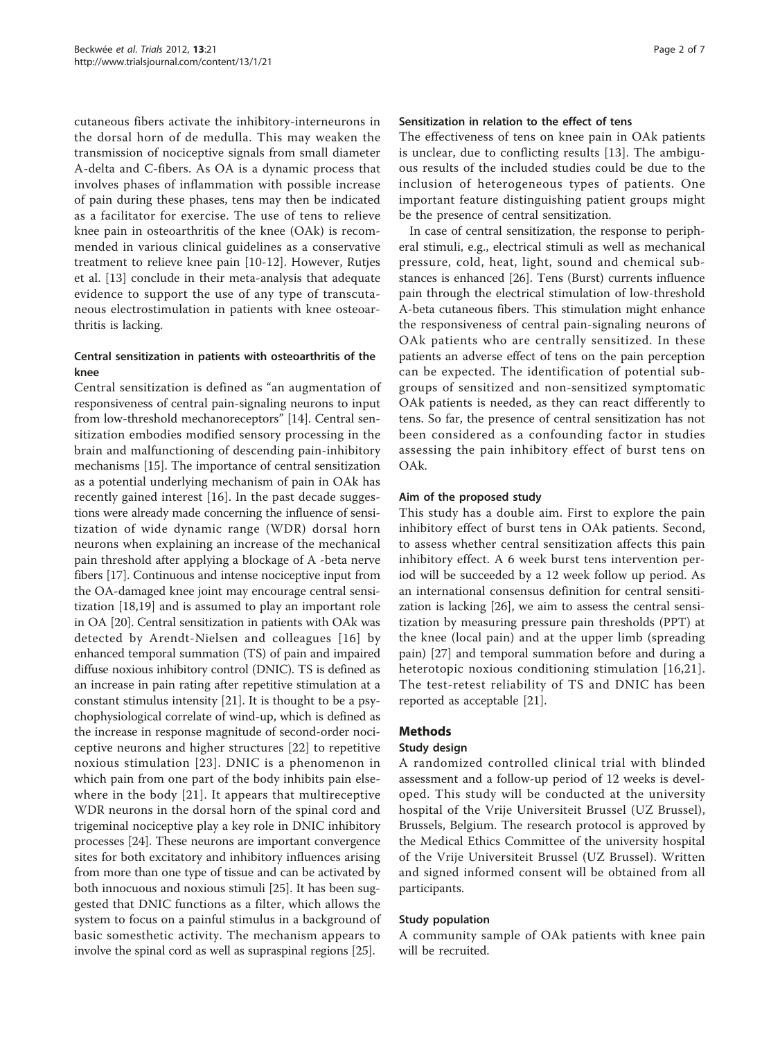cutaneous fibers activate the inhibitory-interneurons in the dorsal horn of de medulla. This may weaken the transmission of nociceptive signals from small diameter A-delta and C-fibers. As OA is a dynamic process that involves phases of inflammation with possible increase of pain during these phases, tens may then be indicated as a facilitator for exercise. The use of tens to relieve knee pain in osteoarthritis of the knee (OAk) is recommended in various clinical guidelines as a conservative treatment to relieve knee pain [10-12]. However, Rutjes et al. [13] conclude in their meta-analysis that adequate evidence to support the use of any type of transcutaneous electrostimulation in patients with knee osteoarthritis is lacking.

### Central sensitization in patients with osteoarthritis of the knee

Central sensitization is defined as "an augmentation of responsiveness of central pain-signaling neurons to input from low-threshold mechanoreceptors" [14]. Central sensitization embodies modified sensory processing in the brain and malfunctioning of descending pain-inhibitory mechanisms [15]. The importance of central sensitization as a potential underlying mechanism of pain in OAk has recently gained interest [16]. In the past decade suggestions were already made concerning the influence of sensitization of wide dynamic range (WDR) dorsal horn neurons when explaining an increase of the mechanical pain threshold after applying a blockage of A -beta nerve fibers [17]. Continuous and intense nociceptive input from the OA-damaged knee joint may encourage central sensitization [18,19] and is assumed to play an important role in OA [20]. Central sensitization in patients with OAk was detected by Arendt-Nielsen and colleagues [16] by enhanced temporal summation (TS) of pain and impaired diffuse noxious inhibitory control (DNIC). TS is defined as an increase in pain rating after repetitive stimulation at a constant stimulus intensity [21]. It is thought to be a psychophysiological correlate of wind-up, which is defined as the increase in response magnitude of second-order nociceptive neurons and higher structures [22] to repetitive noxious stimulation [23]. DNIC is a phenomenon in which pain from one part of the body inhibits pain elsewhere in the body [21]. It appears that multireceptive WDR neurons in the dorsal horn of the spinal cord and trigeminal nociceptive play a key role in DNIC inhibitory processes [24]. These neurons are important convergence sites for both excitatory and inhibitory influences arising from more than one type of tissue and can be activated by both innocuous and noxious stimuli [25]. It has been suggested that DNIC functions as a filter, which allows the system to focus on a painful stimulus in a background of basic somesthetic activity. The mechanism appears to involve the spinal cord as well as supraspinal regions [25].

### Sensitization in relation to the effect of tens

The effectiveness of tens on knee pain in OAk patients is unclear, due to conflicting results [13]. The ambiguous results of the included studies could be due to the inclusion of heterogeneous types of patients. One important feature distinguishing patient groups might be the presence of central sensitization.

In case of central sensitization, the response to peripheral stimuli, e.g., electrical stimuli as well as mechanical pressure, cold, heat, light, sound and chemical substances is enhanced [26]. Tens (Burst) currents influence pain through the electrical stimulation of low-threshold A-beta cutaneous fibers. This stimulation might enhance the responsiveness of central pain-signaling neurons of OAk patients who are centrally sensitized. In these patients an adverse effect of tens on the pain perception can be expected. The identification of potential subgroups of sensitized and non-sensitized symptomatic OAk patients is needed, as they can react differently to tens. So far, the presence of central sensitization has not been considered as a confounding factor in studies assessing the pain inhibitory effect of burst tens on OAk.

### Aim of the proposed study

This study has a double aim. First to explore the pain inhibitory effect of burst tens in OAk patients. Second, to assess whether central sensitization affects this pain inhibitory effect. A 6 week burst tens intervention period will be succeeded by a 12 week follow up period. As an international consensus definition for central sensitization is lacking [26], we aim to assess the central sensitization by measuring pressure pain thresholds (PPT) at the knee (local pain) and at the upper limb (spreading pain) [27] and temporal summation before and during a heterotopic noxious conditioning stimulation [16,21]. The test-retest reliability of TS and DNIC has been reported as acceptable [21].

## Methods

### Study design

A randomized controlled clinical trial with blinded assessment and a follow-up period of 12 weeks is developed. This study will be conducted at the university hospital of the Vrije Universiteit Brussel (UZ Brussel), Brussels, Belgium. The research protocol is approved by the Medical Ethics Committee of the university hospital of the Vrije Universiteit Brussel (UZ Brussel). Written and signed informed consent will be obtained from all participants.

### Study population

A community sample of OAk patients with knee pain will be recruited.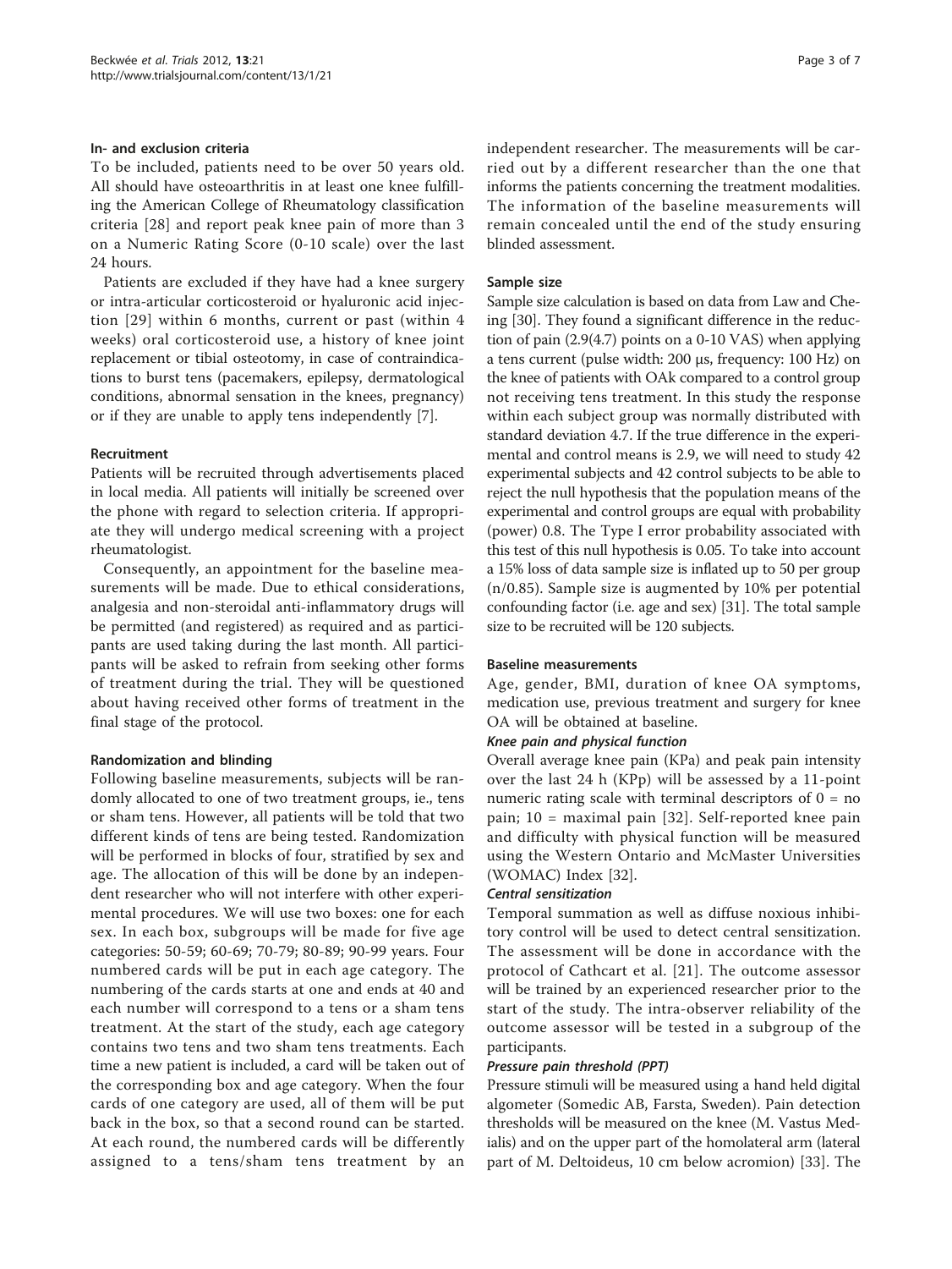### In- and exclusion criteria

To be included, patients need to be over 50 years old. All should have osteoarthritis in at least one knee fulfilling the American College of Rheumatology classification criteria [28] and report peak knee pain of more than 3 on a Numeric Rating Score (0-10 scale) over the last 24 hours.

Patients are excluded if they have had a knee surgery or intra-articular corticosteroid or hyaluronic acid injection [29] within 6 months, current or past (within 4 weeks) oral corticosteroid use, a history of knee joint replacement or tibial osteotomy, in case of contraindications to burst tens (pacemakers, epilepsy, dermatological conditions, abnormal sensation in the knees, pregnancy) or if they are unable to apply tens independently [7].

### Recruitment

Patients will be recruited through advertisements placed in local media. All patients will initially be screened over the phone with regard to selection criteria. If appropriate they will undergo medical screening with a project rheumatologist.

Consequently, an appointment for the baseline measurements will be made. Due to ethical considerations, analgesia and non-steroidal anti-inflammatory drugs will be permitted (and registered) as required and as participants are used taking during the last month. All participants will be asked to refrain from seeking other forms of treatment during the trial. They will be questioned about having received other forms of treatment in the final stage of the protocol.

### Randomization and blinding

Following baseline measurements, subjects will be randomly allocated to one of two treatment groups, ie., tens or sham tens. However, all patients will be told that two different kinds of tens are being tested. Randomization will be performed in blocks of four, stratified by sex and age. The allocation of this will be done by an independent researcher who will not interfere with other experimental procedures. We will use two boxes: one for each sex. In each box, subgroups will be made for five age categories: 50-59; 60-69; 70-79; 80-89; 90-99 years. Four numbered cards will be put in each age category. The numbering of the cards starts at one and ends at 40 and each number will correspond to a tens or a sham tens treatment. At the start of the study, each age category contains two tens and two sham tens treatments. Each time a new patient is included, a card will be taken out of the corresponding box and age category. When the four cards of one category are used, all of them will be put back in the box, so that a second round can be started. At each round, the numbered cards will be differently assigned to a tens/sham tens treatment by an independent researcher. The measurements will be carried out by a different researcher than the one that informs the patients concerning the treatment modalities. The information of the baseline measurements will remain concealed until the end of the study ensuring blinded assessment.

### Sample size

Sample size calculation is based on data from Law and Cheing [30]. They found a significant difference in the reduction of pain (2.9(4.7) points on a 0-10 VAS) when applying a tens current (pulse width: 200 μs, frequency: 100 Hz) on the knee of patients with OAk compared to a control group not receiving tens treatment. In this study the response within each subject group was normally distributed with standard deviation 4.7. If the true difference in the experimental and control means is 2.9, we will need to study 42 experimental subjects and 42 control subjects to be able to reject the null hypothesis that the population means of the experimental and control groups are equal with probability (power) 0.8. The Type I error probability associated with this test of this null hypothesis is 0.05. To take into account a 15% loss of data sample size is inflated up to 50 per group (n/0.85). Sample size is augmented by 10% per potential confounding factor (i.e. age and sex) [31]. The total sample size to be recruited will be 120 subjects.

### Baseline measurements

Age, gender, BMI, duration of knee OA symptoms, medication use, previous treatment and surgery for knee OA will be obtained at baseline.

#### *Knee pain and physical function*

Overall average knee pain (KPa) and peak pain intensity over the last 24 h (KPp) will be assessed by a 11-point numeric rating scale with terminal descriptors of 0 = no pain; 10 = maximal pain [32]. Self-reported knee pain and difficulty with physical function will be measured using the Western Ontario and McMaster Universities (WOMAC) Index [32].

#### *Central sensitization*

Temporal summation as well as diffuse noxious inhibitory control will be used to detect central sensitization. The assessment will be done in accordance with the protocol of Cathcart et al. [21]. The outcome assessor will be trained by an experienced researcher prior to the start of the study. The intra-observer reliability of the outcome assessor will be tested in a subgroup of the participants.

#### *Pressure pain threshold (PPT)*

Pressure stimuli will be measured using a hand held digital algometer (Somedic AB, Farsta, Sweden). Pain detection thresholds will be measured on the knee (M. Vastus Medialis) and on the upper part of the homolateral arm (lateral part of M. Deltoideus, 10 cm below acromion) [33]. The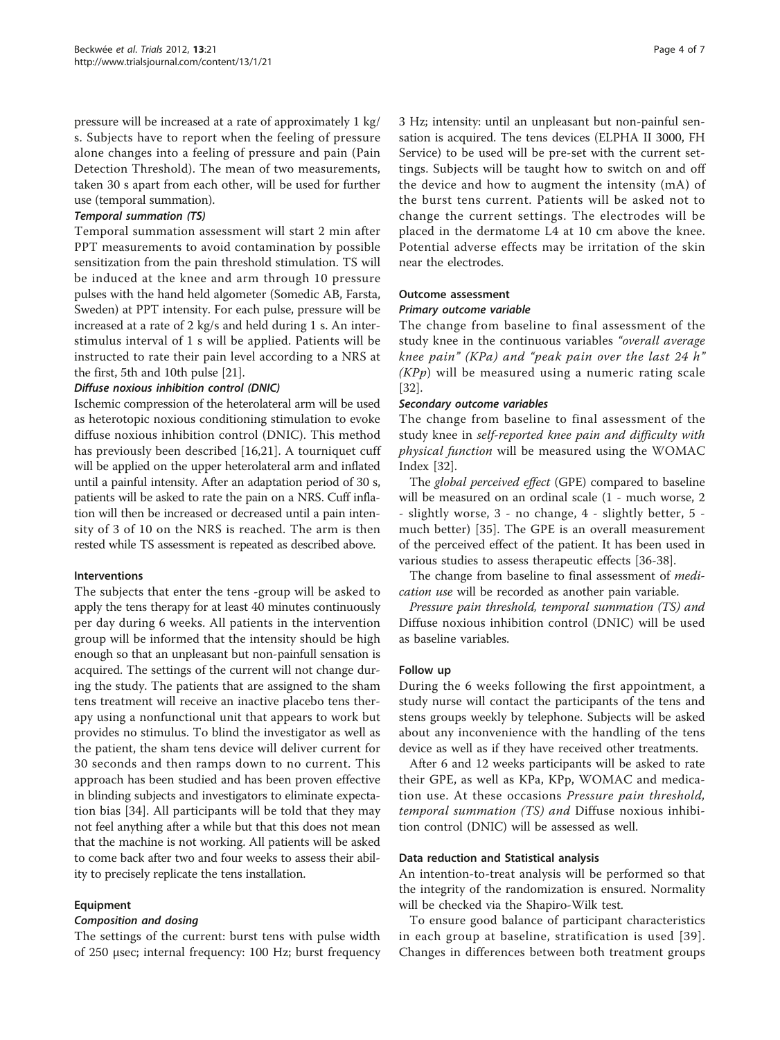pressure will be increased at a rate of approximately 1 kg/s. Subjects have to report when the feeling of pressure alone changes into a feeling of pressure and pain (Pain Detection Threshold). The mean of two measurements, taken 30 s apart from each other, will be used for further use (temporal summation).

#### *Temporal summation (TS)*

Temporal summation assessment will start 2 min after PPT measurements to avoid contamination by possible sensitization from the pain threshold stimulation. TS will be induced at the knee and arm through 10 pressure pulses with the hand held algometer (Somedic AB, Farsta, Sweden) at PPT intensity. For each pulse, pressure will be increased at a rate of 2 kg/s and held during 1 s. An interstimulus interval of 1 s will be applied. Patients will be instructed to rate their pain level according to a NRS at the first, 5th and 10th pulse [21].

#### *Diffuse noxious inhibition control (DNIC)*

Ischemic compression of the heterolateral arm will be used as heterotopic noxious conditioning stimulation to evoke diffuse noxious inhibition control (DNIC). This method has previously been described [16,21]. A tourniquet cuff will be applied on the upper heterolateral arm and inflated until a painful intensity. After an adaptation period of 30 s, patients will be asked to rate the pain on a NRS. Cuff inflation will then be increased or decreased until a pain intensity of 3 of 10 on the NRS is reached. The arm is then rested while TS assessment is repeated as described above.

### Interventions

The subjects that enter the tens -group will be asked to apply the tens therapy for at least 40 minutes continuously per day during 6 weeks. All patients in the intervention group will be informed that the intensity should be high enough so that an unpleasant but non-painfull sensation is acquired. The settings of the current will not change during the study. The patients that are assigned to the sham tens treatment will receive an inactive placebo tens therapy using a nonfunctional unit that appears to work but provides no stimulus. To blind the investigator as well as the patient, the sham tens device will deliver current for 30 seconds and then ramps down to no current. This approach has been studied and has been proven effective in blinding subjects and investigators to eliminate expectation bias [34]. All participants will be told that they may not feel anything after a while but that this does not mean that the machine is not working. All patients will be asked to come back after two and four weeks to assess their ability to precisely replicate the tens installation.

### Equipment

#### *Composition and dosing*

The settings of the current: burst tens with pulse width of 250 µsec; internal frequency: 100 Hz; burst frequency 3 Hz; intensity: until an unpleasant but non-painful sensation is acquired. The tens devices (ELPHA II 3000, FH Service) to be used will be pre-set with the current settings. Subjects will be taught how to switch on and off the device and how to augment the intensity (mA) of the burst tens current. Patients will be asked not to change the current settings. The electrodes will be placed in the dermatome L4 at 10 cm above the knee. Potential adverse effects may be irritation of the skin near the electrodes.

### Outcome assessment

#### *Primary outcome variable*

The change from baseline to final assessment of the study knee in the continuous variables *"overall average knee pain" (KPa) and "peak pain over the last 24 h" (KPp)* will be measured using a numeric rating scale [32].

#### *Secondary outcome variables*

The change from baseline to final assessment of the study knee in *self-reported knee pain and difficulty with physical function* will be measured using the WOMAC Index [32].

The *global perceived effect* (GPE) compared to baseline will be measured on an ordinal scale (1 - much worse, 2 - slightly worse, 3 - no change, 4 - slightly better, 5 - much better) [35]. The GPE is an overall measurement of the perceived effect of the patient. It has been used in various studies to assess therapeutic effects [36-38].

The change from baseline to final assessment of *medication use* will be recorded as another pain variable.

*Pressure pain threshold, temporal summation (TS) and* Diffuse noxious inhibition control (DNIC) will be used as baseline variables.

### Follow up

During the 6 weeks following the first appointment, a study nurse will contact the participants of the tens and stens groups weekly by telephone. Subjects will be asked about any inconvenience with the handling of the tens device as well as if they have received other treatments.

After 6 and 12 weeks participants will be asked to rate their GPE, as well as KPa, KPp, WOMAC and medication use. At these occasions *Pressure pain threshold, temporal summation (TS) and* Diffuse noxious inhibition control (DNIC) will be assessed as well.

### Data reduction and Statistical analysis

An intention-to-treat analysis will be performed so that the integrity of the randomization is ensured. Normality will be checked via the Shapiro-Wilk test.

To ensure good balance of participant characteristics in each group at baseline, stratification is used [39]. Changes in differences between both treatment groups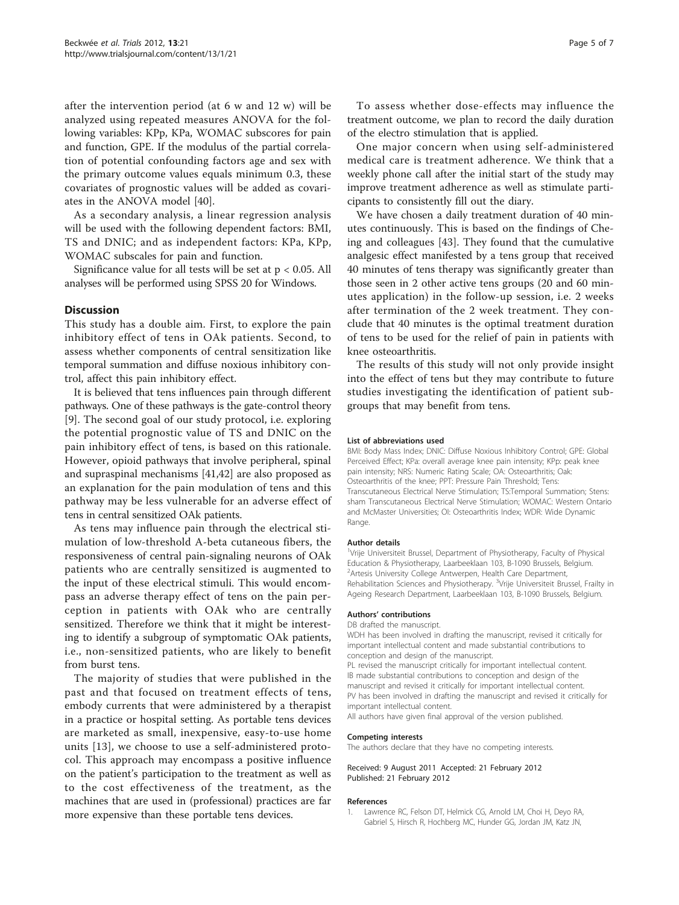after the intervention period (at 6 w and 12 w) will be analyzed using repeated measures ANOVA for the following variables: KPp, KPa, WOMAC subscores for pain and function, GPE. If the modulus of the partial correlation of potential confounding factors age and sex with the primary outcome values equals minimum 0.3, these covariates of prognostic values will be added as covariates in the ANOVA model [40].

As a secondary analysis, a linear regression analysis will be used with the following dependent factors: BMI, TS and DNIC; and as independent factors: KPa, KPp, WOMAC subscales for pain and function.

Significance value for all tests will be set at $p < 0.05$. All analyses will be performed using SPSS 20 for Windows.

## Discussion

This study has a double aim. First, to explore the pain inhibitory effect of tens in OAk patients. Second, to assess whether components of central sensitization like temporal summation and diffuse noxious inhibitory control, affect this pain inhibitory effect.

It is believed that tens influences pain through different pathways. One of these pathways is the gate-control theory [9]. The second goal of our study protocol, i.e. exploring the potential prognostic value of TS and DNIC on the pain inhibitory effect of tens, is based on this rationale. However, opioid pathways that involve peripheral, spinal and supraspinal mechanisms [41,42] are also proposed as an explanation for the pain modulation of tens and this pathway may be less vulnerable for an adverse effect of tens in central sensitized OAk patients.

As tens may influence pain through the electrical stimulation of low-threshold A-beta cutaneous fibers, the responsiveness of central pain-signaling neurons of OAk patients who are centrally sensitized is augmented to the input of these electrical stimuli. This would encompass an adverse therapy effect of tens on the pain perception in patients with OAk who are centrally sensitized. Therefore we think that it might be interesting to identify a subgroup of symptomatic OAk patients, i.e., non-sensitized patients, who are likely to benefit from burst tens.

The majority of studies that were published in the past and that focused on treatment effects of tens, embody currents that were administered by a therapist in a practice or hospital setting. As portable tens devices are marketed as small, inexpensive, easy-to-use home units [13], we choose to use a self-administered protocol. This approach may encompass a positive influence on the patient's participation to the treatment as well as to the cost effectiveness of the treatment, as the machines that are used in (professional) practices are far more expensive than these portable tens devices.

To assess whether dose-effects may influence the treatment outcome, we plan to record the daily duration of the electro stimulation that is applied.

One major concern when using self-administered medical care is treatment adherence. We think that a weekly phone call after the initial start of the study may improve treatment adherence as well as stimulate participants to consistently fill out the diary.

We have chosen a daily treatment duration of 40 minutes continuously. This is based on the findings of Cheing and colleagues [43]. They found that the cumulative analgesic effect manifested by a tens group that received 40 minutes of tens therapy was significantly greater than those seen in 2 other active tens groups (20 and 60 minutes application) in the follow-up session, i.e. 2 weeks after termination of the 2 week treatment. They conclude that 40 minutes is the optimal treatment duration of tens to be used for the relief of pain in patients with knee osteoarthritis.

The results of this study will not only provide insight into the effect of tens but they may contribute to future studies investigating the identification of patient subgroups that may benefit from tens.

#### List of abbreviations used

BMI: Body Mass Index; DNIC: Diffuse Noxious Inhibitory Control; GPE: Global Perceived Effect; KPa: overall average knee pain intensity; KPp: peak knee pain intensity; NRS: Numeric Rating Scale; OA: Osteoarthritis; Oak: Osteoarthritis of the knee; PPT: Pressure Pain Threshold; Tens: Transcutaneous Electrical Nerve Stimulation; TS:Temporal Summation; Stens: sham Transcutaneous Electrical Nerve Stimulation; WOMAC: Western Ontario and McMaster Universities; OI: Osteoarthritis Index; WDR: Wide Dynamic Range.

#### Author details

[1]Vrije Universiteit Brussel, Department of Physiotherapy, Faculty of Physical Education & Physiotherapy, Laarbeeklaan 103, B-1090 Brussels, Belgium. [2]Artesis University College Antwerpen, Health Care Department, Rehabilitation Sciences and Physiotherapy. [3]Vrije Universiteit Brussel, Frailty in Ageing Research Department, Laarbeeklaan 103, B-1090 Brussels, Belgium.

#### Authors' contributions

DB drafted the manuscript.

WDH has been involved in drafting the manuscript, revised it critically for important intellectual content and made substantial contributions to conception and design of the manuscript.

PL revised the manuscript critically for important intellectual content.

IB made substantial contributions to conception and design of the manuscript and revised it critically for important intellectual content.

PV has been involved in drafting the manuscript and revised it critically for important intellectual content.

All authors have given final approval of the version published.

#### Competing interests

The authors declare that they have no competing interests.

Received: 9 August 2011 Accepted: 21 February 2012
Published: 21 February 2012

#### References

1. Lawrence RC, Felson DT, Helmick CG, Arnold LM, Choi H, Deyo RA, Gabriel S, Hirsch R, Hochberg MC, Hunder GG, Jordan JM, Katz JN,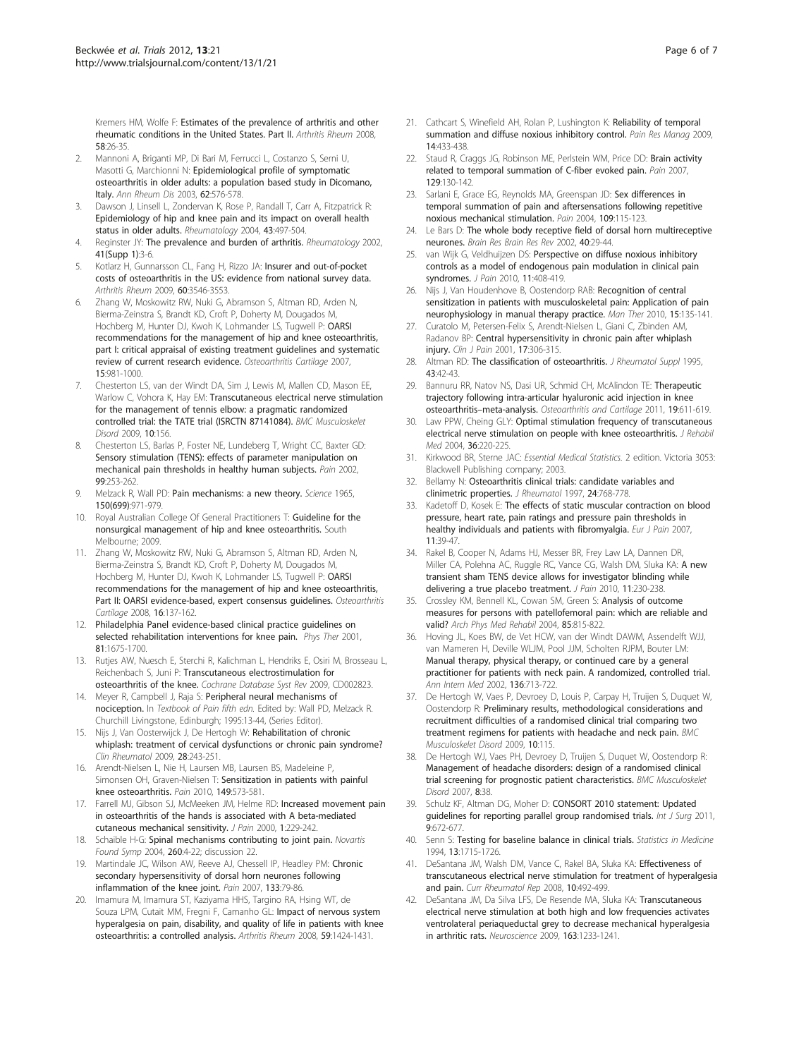Kremers HM, Wolfe F: **Estimates of the prevalence of arthritis and other rheumatic conditions in the United States. Part II.** *Arthritis Rheum* 2008, **58**:26-35.

2. Mannoni A, Briganti MP, Di Bari M, Ferrucci L, Costanzo S, Serni U, Masotti G, Marchionni N: **Epidemiological profile of symptomatic osteoarthritis in older adults: a population based study in Dicomano, Italy.** *Ann Rheum Dis* 2003, **62**:576-578.
3. Dawson J, Linsell L, Zondervan K, Rose P, Randall T, Carr A, Fitzpatrick R: **Epidemiology of hip and knee pain and its impact on overall health status in older adults.** *Rheumatology* 2004, **43**:497-504.
4. Reginster JY: **The prevalence and burden of arthritis.** *Rheumatology* 2002, **41**(Supp 1):3-6.
5. Kotlarz H, Gunnarsson CL, Fang H, Rizzo JA: **Insurer and out-of-pocket costs of osteoarthritis in the US: evidence from national survey data.** *Arthritis Rheum* 2009, **60**:3546-3553.
6. Zhang W, Moskowitz RW, Nuki G, Abramson S, Altman RD, Arden N, Bierma-Zeinstra S, Brandt KD, Croft P, Doherty M, Dougados M, Hochberg M, Hunter DJ, Kwoh K, Lohmander LS, Tugwell P: **OARSI recommendations for the management of hip and knee osteoarthritis, part I: critical appraisal of existing treatment guidelines and systematic review of current research evidence.** *Osteoarthritis Cartilage* 2007, **15**:981-1000.
7. Chesterton LS, van der Windt DA, Sim J, Lewis M, Mallen CD, Mason EE, Warlow C, Vohora K, Hay EM: **Transcutaneous electrical nerve stimulation for the management of tennis elbow: a pragmatic randomized controlled trial: the TATE trial (ISRCTN 87141084).** *BMC Musculoskelet Disord* 2009, **10**:156.
8. Chesterton LS, Barlas P, Foster NE, Lundeberg T, Wright CC, Baxter GD: **Sensory stimulation (TENS): effects of parameter manipulation on mechanical pain thresholds in healthy human subjects.** *Pain* 2002, **99**:253-262.
9. Melzack R, Wall PD: **Pain mechanisms: a new theory.** *Science* 1965, **150(699)**:971-979.
10. Royal Australian College Of General Practitioners T: **Guideline for the nonsurgical management of hip and knee osteoarthritis.** South Melbourne; 2009.
11. Zhang W, Moskowitz RW, Nuki G, Abramson S, Altman RD, Arden N, Bierma-Zeinstra S, Brandt KD, Croft P, Doherty M, Dougados M, Hochberg M, Hunter DJ, Kwoh K, Lohmander LS, Tugwell P: **OARSI recommendations for the management of hip and knee osteoarthritis, Part II: OARSI evidence-based, expert consensus guidelines.** *Osteoarthritis Cartilage* 2008, **16**:137-162.
12. **Philadelphia Panel evidence-based clinical practice guidelines on selected rehabilitation interventions for knee pain.** *Phys Ther* 2001, **81**:1675-1700.
13. Rutjes AW, Nuesch E, Sterchi R, Kalichman L, Hendriks E, Osiri M, Brosseau L, Reichenbach S, Juni P: **Transcutaneous electrostimulation for osteoarthritis of the knee.** *Cochrane Database Syst Rev* 2009, CD002823.
14. Meyer R, Campbell J, Raja S: **Peripheral neural mechanisms of nociception.** In *Textbook of Pain fifth edn.* Edited by: Wall PD, Melzack R. Churchill Livingstone, Edinburgh; 1995:13-44, (Series Editor).
15. Nijs J, Van Oosterwijck J, De Hertogh W: **Rehabilitation of chronic whiplash: treatment of cervical dysfunctions or chronic pain syndrome?** *Clin Rheumatol* 2009, **28**:243-251.
16. Arendt-Nielsen L, Nie H, Laursen MB, Laursen BS, Madeleine P, Simonsen OH, Graven-Nielsen T: **Sensitization in patients with painful knee osteoarthritis.** *Pain* 2010, **149**:573-581.
17. Farrell MJ, Gibson SJ, McMeeken JM, Helme RD: **Increased movement pain in osteoarthritis of the hands is associated with A beta-mediated cutaneous mechanical sensitivity.** *J Pain* 2000, **1**:229-242.
18. Schaible H-G: **Spinal mechanisms contributing to joint pain.** *Novartis Found Symp* 2004, **260**:4-22; discussion 22.
19. Martindale JC, Wilson AW, Reeve AJ, Chessell IP, Headley PM: **Chronic secondary hypersensitivity of dorsal horn neurones following inflammation of the knee joint.** *Pain* 2007, **133**:79-86.
20. Imamura M, Imamura ST, Kaziyama HHS, Targino RA, Hsing WT, de Souza LPM, Cutait MM, Fregni F, Camanho GL: **Impact of nervous system hyperalgesia on pain, disability, and quality of life in patients with knee osteoarthritis: a controlled analysis.** *Arthritis Rheum* 2008, **59**:1424-1431.
21. Cathcart S, Winefield AH, Rolan P, Lushington K: **Reliability of temporal summation and diffuse noxious inhibitory control.** *Pain Res Manag* 2009, **14**:433-438.
22. Staud R, Craggs JG, Robinson ME, Perlstein WM, Price DD: **Brain activity related to temporal summation of C-fiber evoked pain.** *Pain* 2007, **129**:130-142.
23. Sarlani E, Grace EG, Reynolds MA, Greenspan JD: **Sex differences in temporal summation of pain and aftersensations following repetitive noxious mechanical stimulation.** *Pain* 2004, **109**:115-123.
24. Le Bars D: **The whole body receptive field of dorsal horn multireceptive neurones.** *Brain Res Brain Res Rev* 2002, **40**:29-44.
25. van Wijk G, Veldhuijzen DS: **Perspective on diffuse noxious inhibitory controls as a model of endogenous pain modulation in clinical pain syndromes.** *J Pain* 2010, **11**:408-419.
26. Nijs J, Van Houdenhove B, Oostendorp RAB: **Recognition of central sensitization in patients with musculoskeletal pain: Application of pain neurophysiology in manual therapy practice.** *Man Ther* 2010, **15**:135-141.
27. Curatolo M, Petersen-Felix S, Arendt-Nielsen L, Giani C, Zbinden AM, Radanov BP: **Central hypersensitivity in chronic pain after whiplash injury.** *Clin J Pain* 2001, **17**:306-315.
28. Altman RD: **The classification of osteoarthritis.** *J Rheumatol Suppl* 1995, **43**:42-43.
29. Bannuru RR, Natov NS, Dasi UR, Schmid CH, McAlindon TE: **Therapeutic trajectory following intra-articular hyaluronic acid injection in knee osteoarthritis–meta-analysis.** *Osteoarthritis and Cartilage* 2011, **19**:611-619.
30. Law PPW, Cheing GLY: **Optimal stimulation frequency of transcutaneous electrical nerve stimulation on people with knee osteoarthritis.** *J Rehabil Med* 2004, **36**:220-225.
31. Kirkwood BR, Sterne JAC: *Essential Medical Statistics.* 2 edition. Victoria 3053: Blackwell Publishing company; 2003.
32. Bellamy N: **Osteoarthritis clinical trials: candidate variables and clinimetric properties.** *J Rheumatol* 1997, **24**:768-778.
33. Kadetoff D, Kosek E: **The effects of static muscular contraction on blood pressure, heart rate, pain ratings and pressure pain thresholds in healthy individuals and patients with fibromyalgia.** *Eur J Pain* 2007, **11**:39-47.
34. Rakel B, Cooper N, Adams HJ, Messer BR, Frey Law LA, Dannen DR, Miller CA, Polehna AC, Ruggle RC, Vance CG, Walsh DM, Sluka KA: **A new transient sham TENS device allows for investigator blinding while delivering a true placebo treatment.** *J Pain* 2010, **11**:230-238.
35. Crossley KM, Bennell KL, Cowan SM, Green S: **Analysis of outcome measures for persons with patellofemoral pain: which are reliable and valid?** *Arch Phys Med Rehabil* 2004, **85**:815-822.
36. Hoving JL, Koes BW, de Vet HCW, van der Windt DAWM, Assendelft WJJ, van Mameren H, Deville WLJM, Pool JJM, Scholten RJPM, Bouter LM: **Manual therapy, physical therapy, or continued care by a general practitioner for patients with neck pain. A randomized, controlled trial.** *Ann Intern Med* 2002, **136**:713-722.
37. De Hertogh W, Vaes P, Devroey D, Louis P, Carpay H, Truijen S, Duquet W, Oostendorp R: **Preliminary results, methodological considerations and recruitment difficulties of a randomised clinical trial comparing two treatment regimens for patients with headache and neck pain.** *BMC Musculoskelet Disord* 2009, **10**:115.
38. De Hertogh WJ, Vaes PH, Devroey D, Truijen S, Duquet W, Oostendorp R: **Management of headache disorders: design of a randomised clinical trial screening for prognostic patient characteristics.** *BMC Musculoskelet Disord* 2007, **8**:38.
39. Schulz KF, Altman DG, Moher D: **CONSORT 2010 statement: Updated guidelines for reporting parallel group randomised trials.** *Int J Surg* 2011, **9**:672-677.
40. Senn S: **Testing for baseline balance in clinical trials.** *Statistics in Medicine* 1994, **13**:1715-1726.
41. DeSantana JM, Walsh DM, Vance C, Rakel BA, Sluka KA: **Effectiveness of transcutaneous electrical nerve stimulation for treatment of hyperalgesia and pain.** *Curr Rheumatol Rep* 2008, **10**:492-499.
42. DeSantana JM, Da Silva LFS, De Resende MA, Sluka KA: **Transcutaneous electrical nerve stimulation at both high and low frequencies activates ventrolateral periaqueductal grey to decrease mechanical hyperalgesia in arthritic rats.** *Neuroscience* 2009, **163**:1233-1241.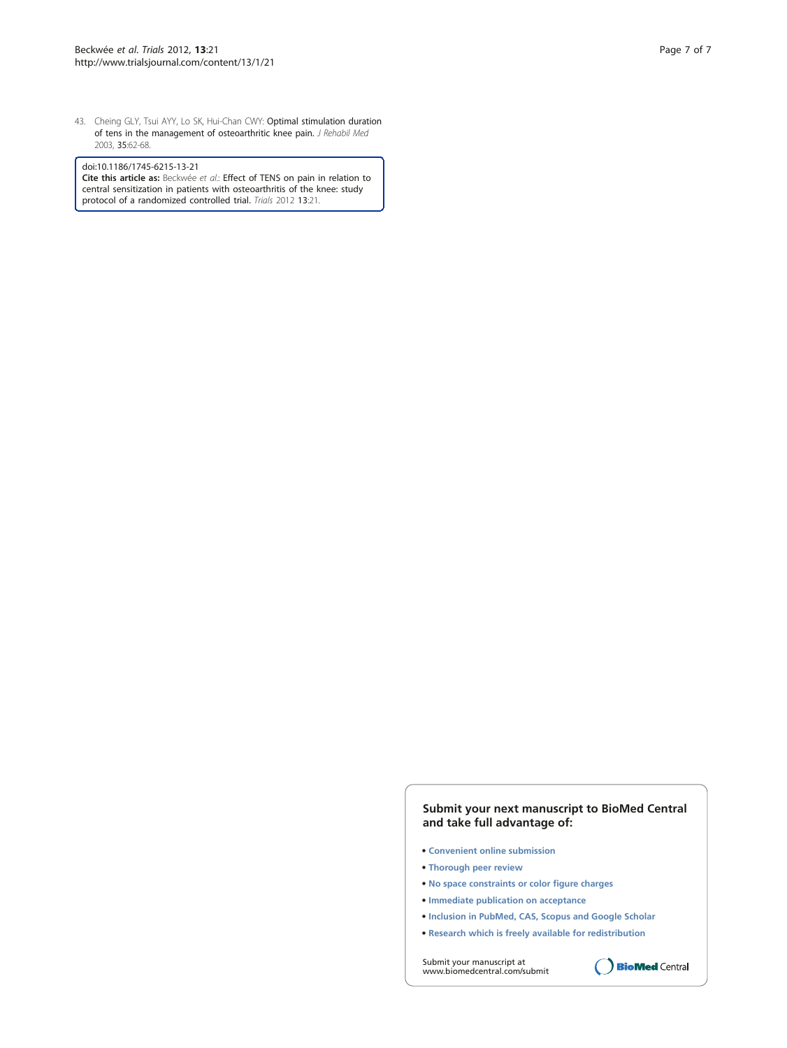43. Cheing GLY, Tsui AYY, Lo SK, Hui-Chan CWY: **Optimal stimulation duration of tens in the management of osteoarthritic knee pain.** *J Rehabil Med* 2003, **35**:62-68.

doi:10.1186/1745-6215-13-21
**Cite this article as:** Beckwée *et al.*: Effect of TENS on pain in relation to central sensitization in patients with osteoarthritis of the knee: study protocol of a randomized controlled trial. *Trials* 2012 **13**:21.

**Submit your next manuscript to BioMed Central and take full advantage of:**

- **Convenient online submission**
- **Thorough peer review**
- **No space constraints or color figure charges**
- **Immediate publication on acceptance**
- **Inclusion in PubMed, CAS, Scopus and Google Scholar**
- **Research which is freely available for redistribution**

Submit your manuscript at
www.biomedcentral.com/submit

BioMed Central